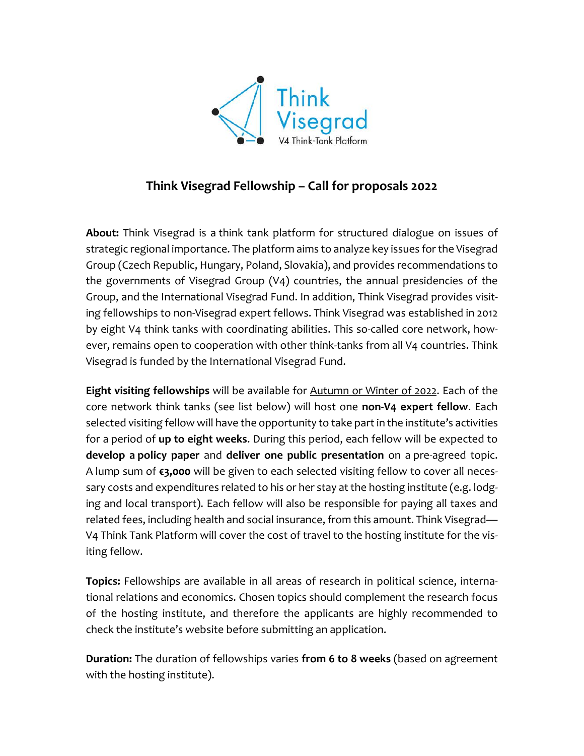# Think Visegrad Fellowship – Call for proposals 2022

**About:** Think Visegrad is a think tank platform for structured dialogue on issues of strategic regional importance. The platform aims to analyze key issues for the Visegrad Group (Czech Republic, Hungary, Poland, Slovakia), and provides recommendations to the governments of Visegrad Group (V4) countries, the annual presidencies of the Group, and the International Visegrad Fund. In addition, Think Visegrad provides visiting fellowships to non-Visegrad expert fellows. Think Visegrad was established in 2012 by eight V4 think tanks with coordinating abilities. This so-called core network, however, remains open to cooperation with other think-tanks from all V4 countries. Think Visegrad is funded by the International Visegrad Fund.

**Eight visiting fellowships** will be available for Autumn or Winter of 2022. Each of the core network think tanks (see list below) will host one **non-V4 expert fellow**. Each selected visiting fellow will have the opportunity to take part in the institute's activities for a period of **up to eight weeks**. During this period, each fellow will be expected to **develop a policy paper** and **deliver one public presentation** on a pre-agreed topic. A lump sum of **€3,000** will be given to each selected visiting fellow to cover all necessary costs and expenditures related to his or her stay at the hosting institute (e.g. lodging and local transport). Each fellow will also be responsible for paying all taxes and related fees, including health and social insurance, from this amount. Think Visegrad—V4 Think Tank Platform will cover the cost of travel to the hosting institute for the visiting fellow.

**Topics:** Fellowships are available in all areas of research in political science, international relations and economics. Chosen topics should complement the research focus of the hosting institute, and therefore the applicants are highly recommended to check the institute's website before submitting an application.

**Duration:** The duration of fellowships varies **from 6 to 8 weeks** (based on agreement with the hosting institute).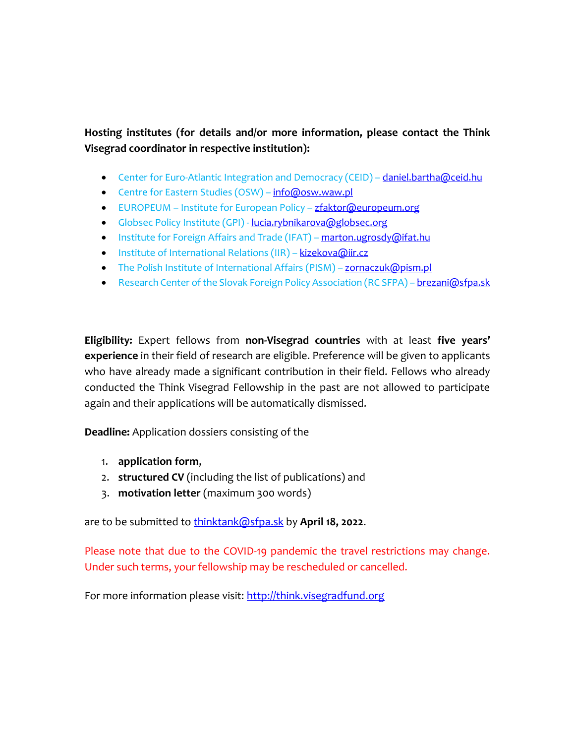**Hosting institutes (for details and/or more information, please contact the Think Visegrad coordinator in respective institution):**

- Center for Euro-Atlantic Integration and Democracy (CEID) – daniel.bartha@ceid.hu
- Centre for Eastern Studies (OSW) – info@osw.waw.pl
- EUROPEUM – Institute for European Policy – zfaktor@europeum.org
- Globsec Policy Institute (GPI) - lucia.rybnikarova@globsec.org
- Institute for Foreign Affairs and Trade (IFAT) – marton.ugrosdy@ifat.hu
- Institute of International Relations (IIR) – kizekova@iir.cz
- The Polish Institute of International Affairs (PISM) – zornaczuk@pism.pl
- Research Center of the Slovak Foreign Policy Association (RC SFPA) – brezani@sfpa.sk

**Eligibility:** Expert fellows from **non-Visegrad countries** with at least **five years' experience** in their field of research are eligible. Preference will be given to applicants who have already made a significant contribution in their field. Fellows who already conducted the Think Visegrad Fellowship in the past are not allowed to participate again and their applications will be automatically dismissed.

**Deadline:** Application dossiers consisting of the

1. **application form**,
2. **structured CV** (including the list of publications) and
3. **motivation letter** (maximum 300 words)

are to be submitted to thinktank@sfpa.sk by **April 18, 2022**.

Please note that due to the COVID-19 pandemic the travel restrictions may change. Under such terms, your fellowship may be rescheduled or cancelled.

For more information please visit: http://think.visegradfund.org